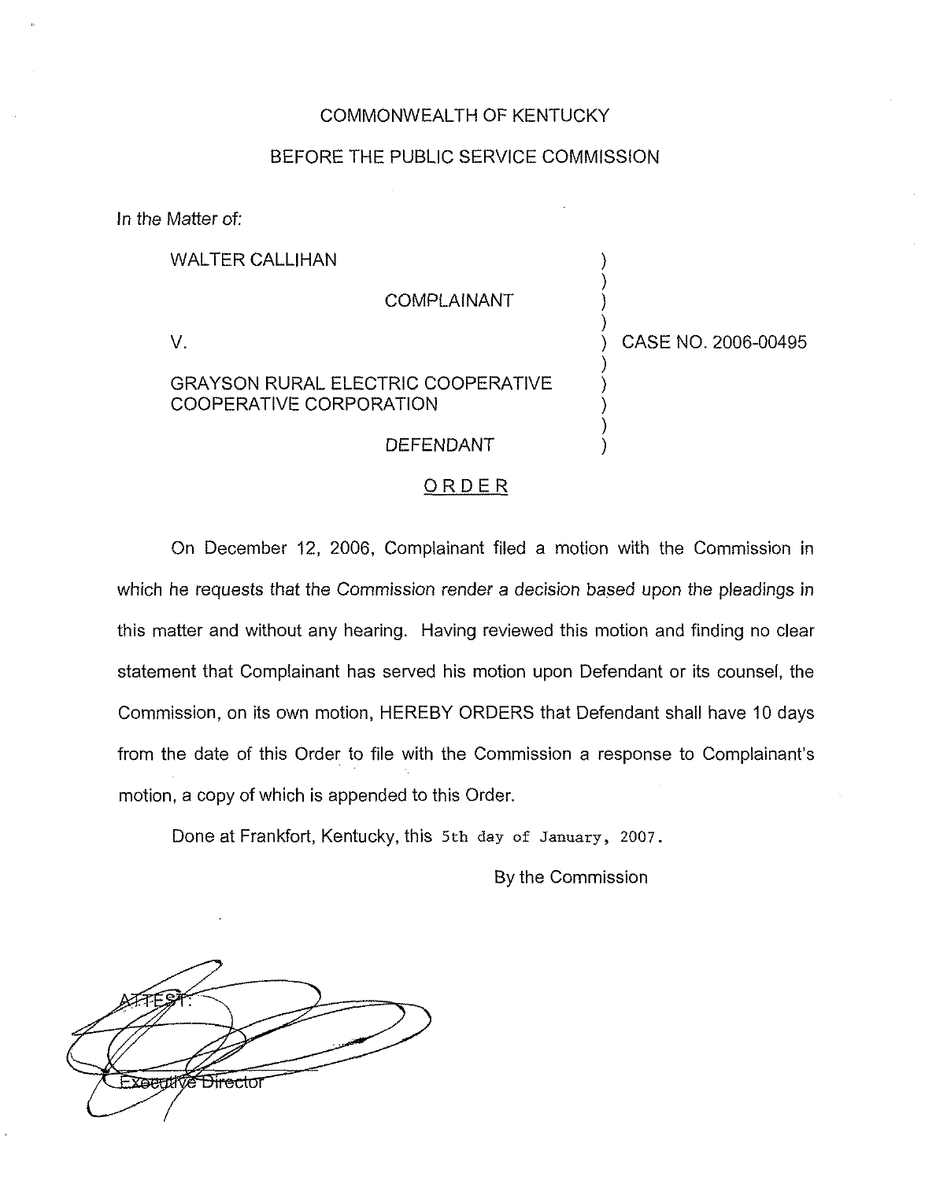COMMONWEALTH OF KENTUCKY

BEFORE THE PUBLIC SERVICE COMMISSION

In the Matter of:

| | | |
|---|---|---|
| WALTER CALLIHAN | ) | |
| COMPLAINANT | ) | |
| V. | ) | CASE NO. 2006-00495 |
| GRAYSON RURAL ELECTRIC COOPERATIVE COOPERATIVE CORPORATION | ) | |
| DEFENDANT | ) | |

## ORDER

On December 12, 2006, Complainant filed a motion with the Commission in which he requests that the Commission render a decision based upon the pleadings in this matter and without any hearing. Having reviewed this motion and finding no clear statement that Complainant has served his motion upon Defendant or its counsel, the Commission, on its own motion, HEREBY ORDERS that Defendant shall have 10 days from the date of this Order to file with the Commission a response to Complainant's motion, a copy of which is appended to this Order.

Done at Frankfort, Kentucky, this 5th day of January, 2007.

By the Commission

ATTEST:

Executive Director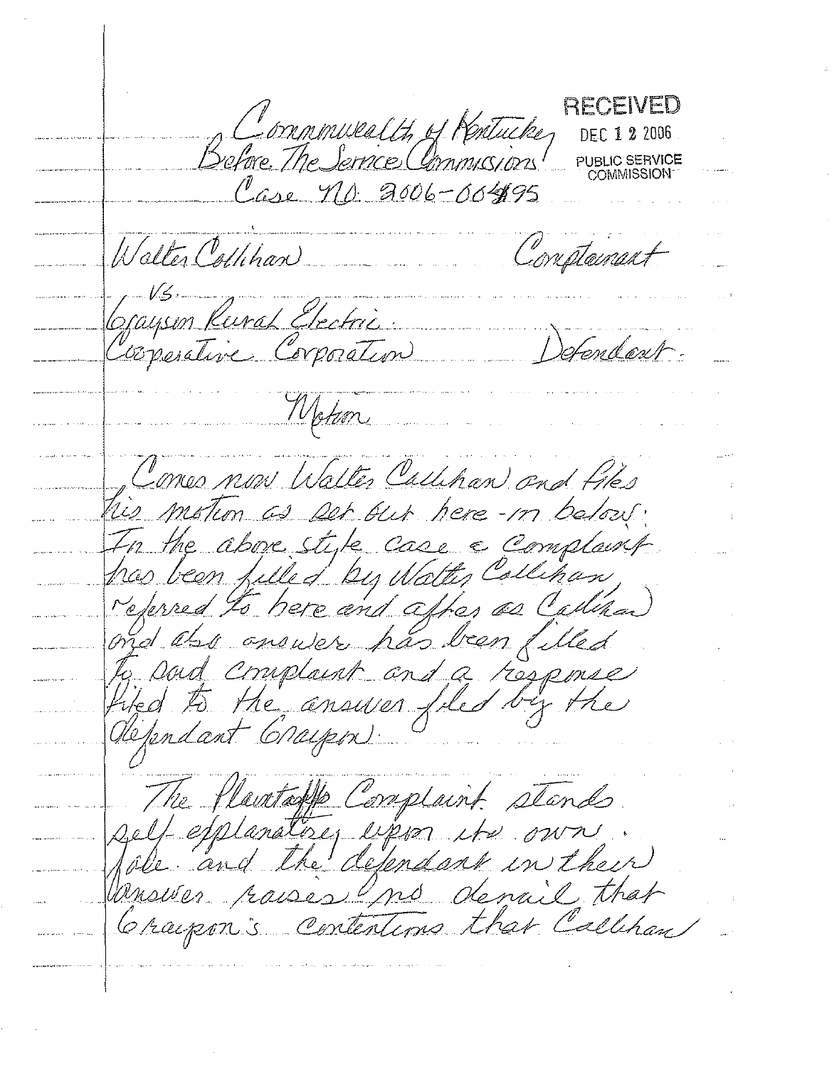Commonwealth of Kentucky
Before The Service Commission
Case NO: 2006-00495

RECEIVED
DEC 12 2006
PUBLIC SERVICE
COMMISSION

Walter Callihan — Complainant

vs.

Grayson Rural Electric Cooperative Corporation — Defendant.

Motion

Comes now Walter Callihan and files his motion as set out here-in below: In the above style case a Complaint has been filled by Walter Callihan, referred to here and after as Callihan and also answer has been filled to said complaint and a response filed to the answer filed by the defendant Grayson.

The Plaintaffs Complaint stands self explanatory upon its own sole and the defendant in their answer raises no denail that Grayson's contentions that Callihan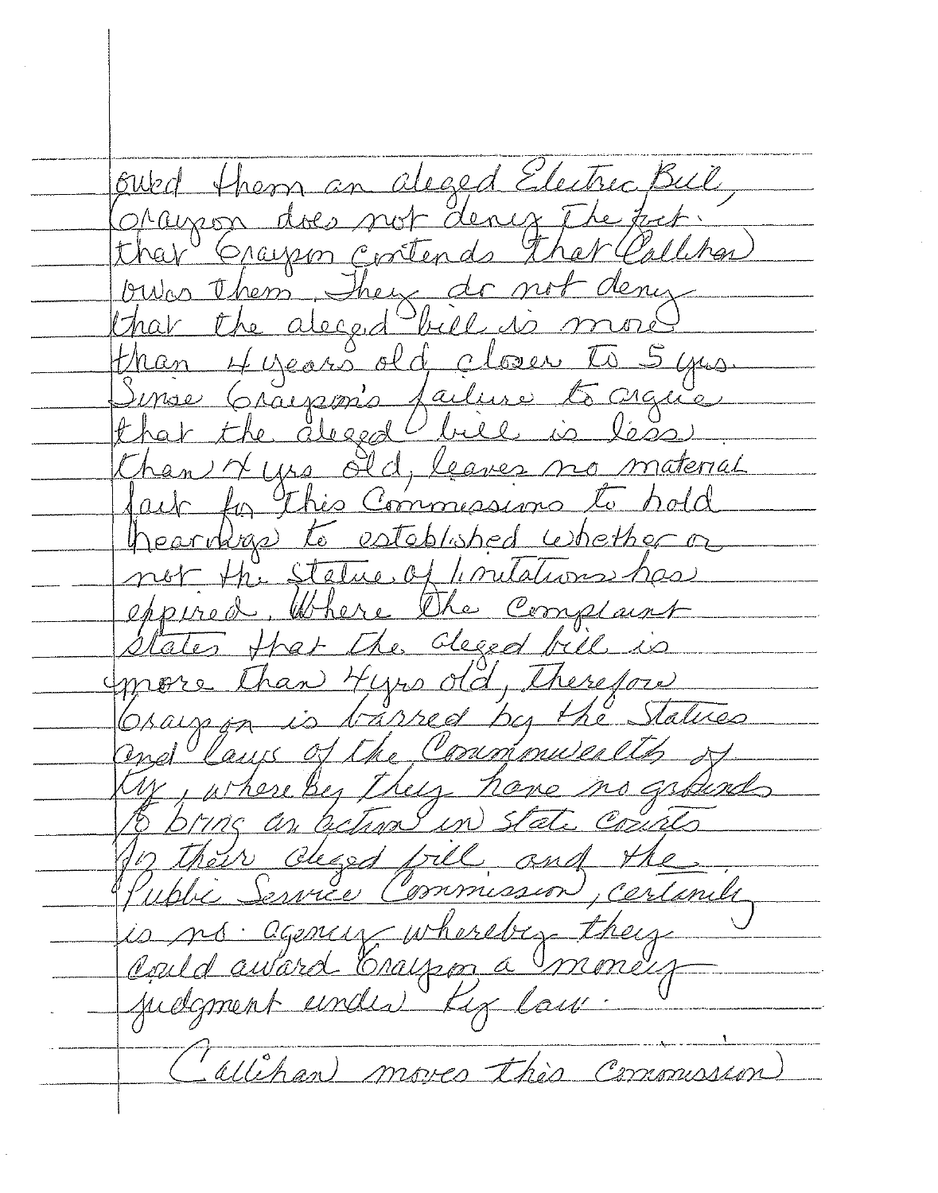owed them an aleged Electric Bill, Grayson does not deny the fact that Grayson contends that Callihan owes them. They do not deny that the aleged bill is more than 4 years old closer to 5 yrs. Since Grayson's failure to argue that the aleged bill is less than 4 yrs old, leaves no material fact for this Commission to hold hearings to established whether or not the Statue of limitations has expired. Where the complaint states that the aleged bill is more than 4 yrs old, therefore Grayson is barred by the Statues and laws of the Commonwealth of Ky, whereby they have no grounds to bring an action in State Courts for their aleged bill and the Public Service Commission, certainly is no agency whereby they could award Grayson a money judgment under Ky law.

Callihan moves this Commission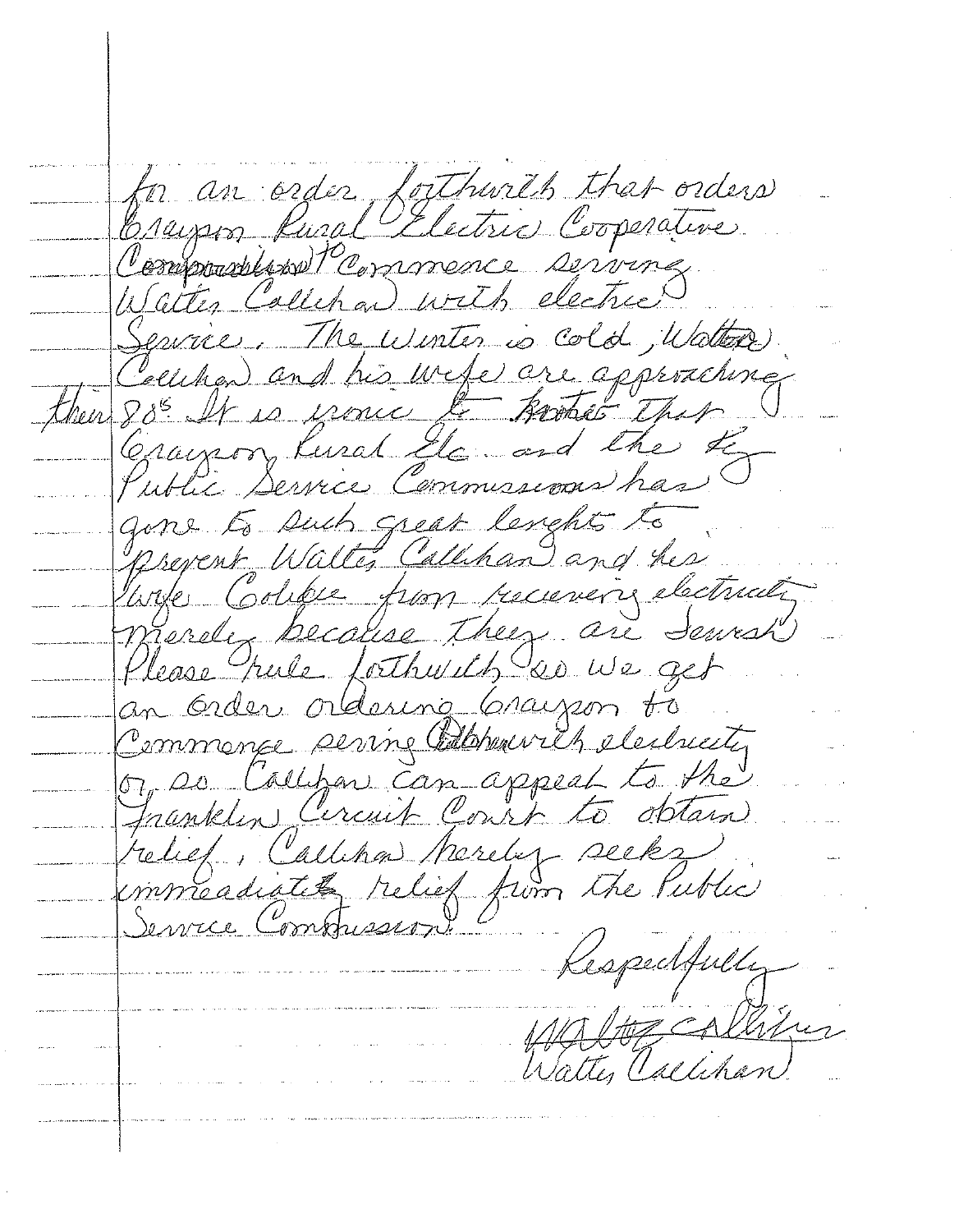for an order forthwith that orders Grayson Rural Electric Cooperative Corporation to commence serving Walter Callihan with electric Service. The winter is cold, Walter Callihan and his wife are approaching their 80s. It is ironic to note that Grayson Rural Elec. and the Ky Public Service Commission has gone to such great lenghts to prevent Walter Callihan and his wife Colbie from receiving electricity merely because they are Jewish. Please rule forthwith so we get an order ordering Grayson to commence serving Callihan with electricity or so Callihan can appeal to the Franklin Circuit Court to obtain relief. Callihan merely seeks immeadiate relief from the Public Service Commission.

Respectfully

Walter Callihan

Walter Callihan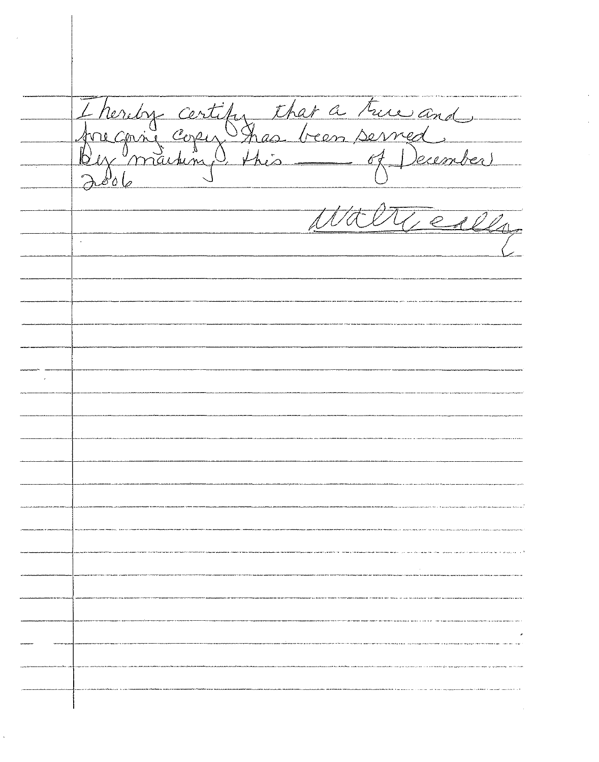I hereby certify that a true and foregoing copy has been served by mailing, this ____ of December 2006

Walter Kelley